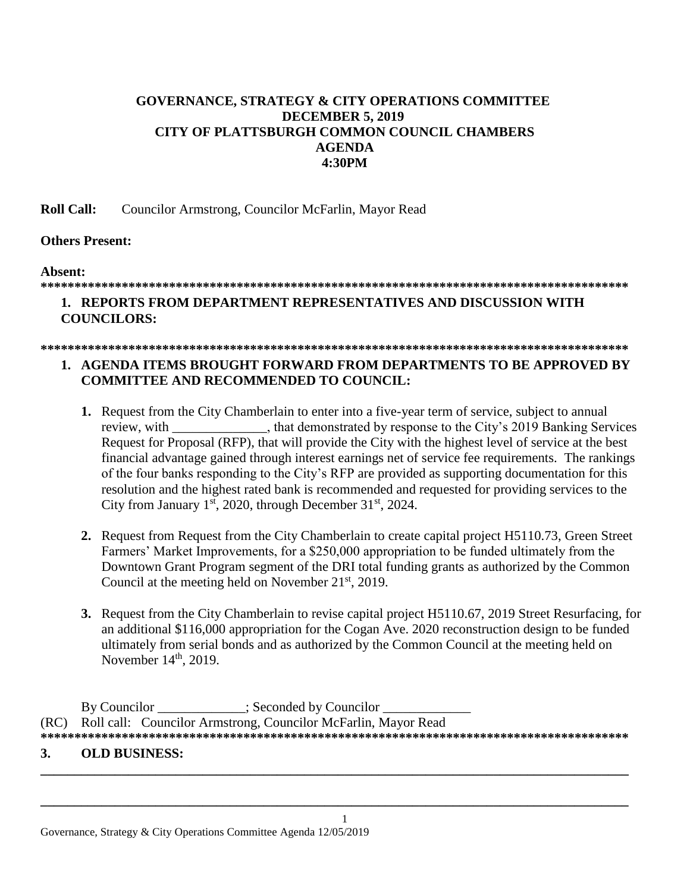# GOVERNANCE, STRATEGY & CITY OPERATIONS COMMITTEE
# DECEMBER 5, 2019
# CITY OF PLATTSBURGH COMMON COUNCIL CHAMBERS
# AGENDA
# 4:30PM

**Roll Call:** Councilor Armstrong, Councilor McFarlin, Mayor Read

**Others Present:**

**Absent:**

******************************************************************************************

**1. REPORTS FROM DEPARTMENT REPRESENTATIVES AND DISCUSSION WITH COUNCILORS:**

******************************************************************************************

**1. AGENDA ITEMS BROUGHT FORWARD FROM DEPARTMENTS TO BE APPROVED BY COMMITTEE AND RECOMMENDED TO COUNCIL:**

1. Request from the City Chamberlain to enter into a five-year term of service, subject to annual review, with ______________, that demonstrated by response to the City's 2019 Banking Services Request for Proposal (RFP), that will provide the City with the highest level of service at the best financial advantage gained through interest earnings net of service fee requirements. The rankings of the four banks responding to the City's RFP are provided as supporting documentation for this resolution and the highest rated bank is recommended and requested for providing services to the City from January 1st, 2020, through December 31st, 2024.

2. Request from Request from the City Chamberlain to create capital project H5110.73, Green Street Farmers' Market Improvements, for a $250,000 appropriation to be funded ultimately from the Downtown Grant Program segment of the DRI total funding grants as authorized by the Common Council at the meeting held on November 21st, 2019.

3. Request from the City Chamberlain to revise capital project H5110.67, 2019 Street Resurfacing, for an additional $116,000 appropriation for the Cogan Ave. 2020 reconstruction design to be funded ultimately from serial bonds and as authorized by the Common Council at the meeting held on November 14th, 2019.

By Councilor _____________; Seconded by Councilor _____________

(RC) Roll call: Councilor Armstrong, Councilor McFarlin, Mayor Read

******************************************************************************************

**3. OLD BUSINESS:**

______________________________________________________________________________________

______________________________________________________________________________________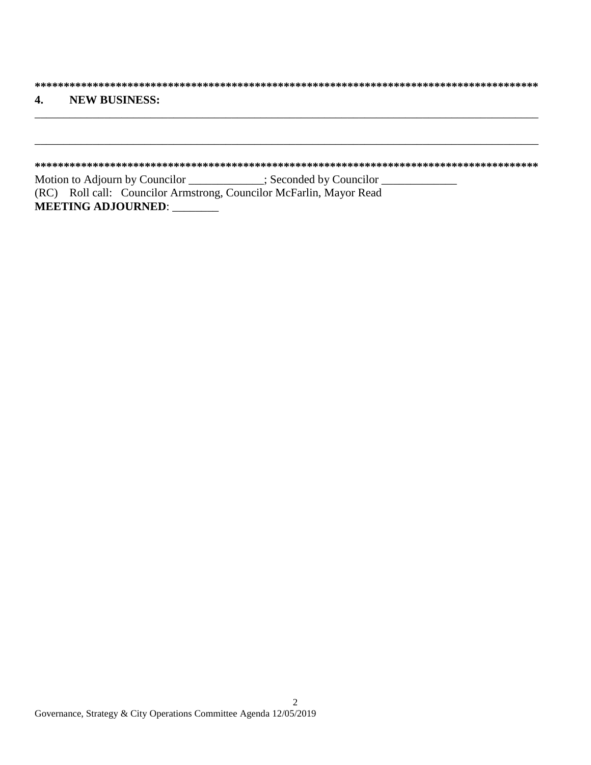*****************************************************************************************

## 4. NEW BUSINESS:

________________________________________________________________________________

________________________________________________________________________________

*****************************************************************************************

Motion to Adjourn by Councilor _____________; Seconded by Councilor _____________
(RC) Roll call: Councilor Armstrong, Councilor McFarlin, Mayor Read
**MEETING ADJOURNED**: ________